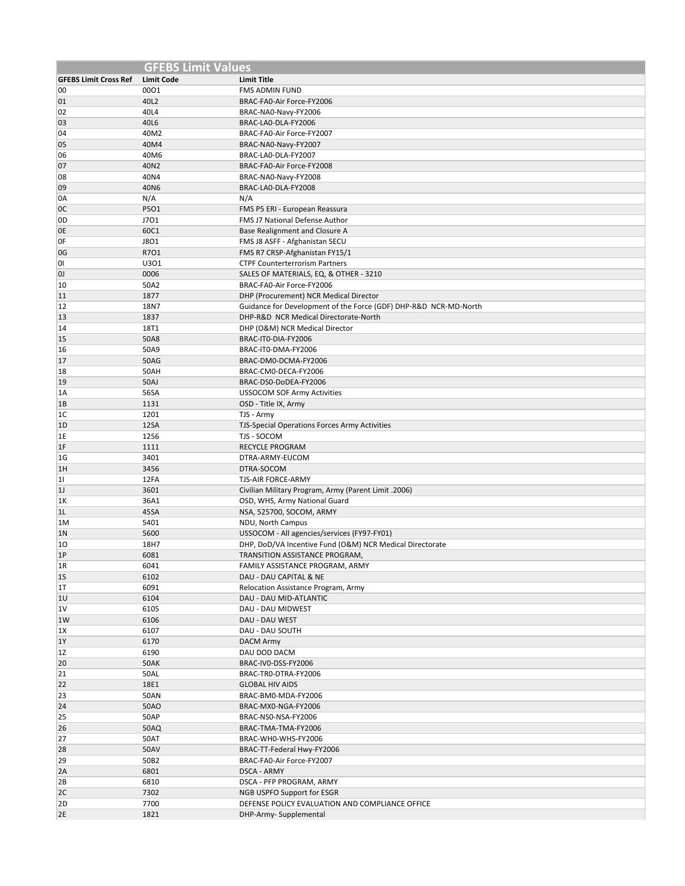# GFEBS Limit Values

| GFEBS Limit Cross Ref | Limit Code | Limit Title |
|---|---|---|
| 00 | 00O1 | FMS ADMIN FUND |
| 01 | 40L2 | BRAC-FA0-Air Force-FY2006 |
| 02 | 40L4 | BRAC-NA0-Navy-FY2006 |
| 03 | 40L6 | BRAC-LA0-DLA-FY2006 |
| 04 | 40M2 | BRAC-FA0-Air Force-FY2007 |
| 05 | 40M4 | BRAC-NA0-Navy-FY2007 |
| 06 | 40M6 | BRAC-LA0-DLA-FY2007 |
| 07 | 40N2 | BRAC-FA0-Air Force-FY2008 |
| 08 | 40N4 | BRAC-NA0-Navy-FY2008 |
| 09 | 40N6 | BRAC-LA0-DLA-FY2008 |
| 0A | N/A | N/A |
| 0C | P5O1 | FMS P5 ERI - European Reassura |
| 0D | J7O1 | FMS J7 National Defense Author |
| 0E | 60C1 | Base Realignment and Closure A |
| 0F | J8O1 | FMS J8 ASFF - Afghanistan SECU |
| 0G | R7O1 | FMS R7 CRSP-Afghanistan FY15/1 |
| 0I | U3O1 | CTPF Counterterrorism Partners |
| 0J | 0006 | SALES OF MATERIALS, EQ, & OTHER - 3210 |
| 10 | 50A2 | BRAC-FA0-Air Force-FY2006 |
| 11 | 1877 | DHP (Procurement) NCR Medical Director |
| 12 | 18N7 | Guidance for Development of the Force (GDF) DHP-R&D NCR-MD-North |
| 13 | 1837 | DHP-R&D NCR Medical Directorate-North |
| 14 | 18T1 | DHP (O&M) NCR Medical Director |
| 15 | 50A8 | BRAC-IT0-DIA-FY2006 |
| 16 | 50A9 | BRAC-IT0-DMA-FY2006 |
| 17 | 50AG | BRAC-DM0-DCMA-FY2006 |
| 18 | 50AH | BRAC-CM0-DECA-FY2006 |
| 19 | 50AJ | BRAC-DS0-DoDEA-FY2006 |
| 1A | 56SA | USSOCOM SOF Army Activities |
| 1B | 1131 | OSD - Title IX, Army |
| 1C | 1201 | TJS - Army |
| 1D | 12SA | TJS-Special Operations Forces Army Activities |
| 1E | 1256 | TJS - SOCOM |
| 1F | 1111 | RECYCLE PROGRAM |
| 1G | 3401 | DTRA-ARMY-EUCOM |
| 1H | 3456 | DTRA-SOCOM |
| 1I | 12FA | TJS-AIR FORCE-ARMY |
| 1J | 3601 | Civilian Military Program, Army (Parent Limit .2006) |
| 1K | 36A1 | OSD, WHS, Army National Guard |
| 1L | 45SA | NSA, 525700, SOCOM, ARMY |
| 1M | 5401 | NDU, North Campus |
| 1N | 5600 | USSOCOM - All agencies/services (FY97-FY01) |
| 1O | 18H7 | DHP, DoD/VA Incentive Fund (O&M) NCR Medical Directorate |
| 1P | 6081 | TRANSITION ASSISTANCE PROGRAM, |
| 1R | 6041 | FAMILY ASSISTANCE PROGRAM, ARMY |
| 1S | 6102 | DAU - DAU CAPITAL & NE |
| 1T | 6091 | Relocation Assistance Program, Army |
| 1U | 6104 | DAU - DAU MID-ATLANTIC |
| 1V | 6105 | DAU - DAU MIDWEST |
| 1W | 6106 | DAU - DAU WEST |
| 1X | 6107 | DAU - DAU SOUTH |
| 1Y | 6170 | DACM Army |
| 1Z | 6190 | DAU DOD DACM |
| 20 | 50AK | BRAC-IV0-DSS-FY2006 |
| 21 | 50AL | BRAC-TR0-DTRA-FY2006 |
| 22 | 18E1 | GLOBAL HIV AIDS |
| 23 | 50AN | BRAC-BM0-MDA-FY2006 |
| 24 | 50AO | BRAC-MX0-NGA-FY2006 |
| 25 | 50AP | BRAC-NS0-NSA-FY2006 |
| 26 | 50AQ | BRAC-TMA-TMA-FY2006 |
| 27 | 50AT | BRAC-WH0-WHS-FY2006 |
| 28 | 50AV | BRAC-TT-Federal Hwy-FY2006 |
| 29 | 50B2 | BRAC-FA0-Air Force-FY2007 |
| 2A | 6801 | DSCA - ARMY |
| 2B | 6810 | DSCA - PFP PROGRAM, ARMY |
| 2C | 7302 | NGB USPFO Support for ESGR |
| 2D | 7700 | DEFENSE POLICY EVALUATION AND COMPLIANCE OFFICE |
| 2E | 1821 | DHP-Army- Supplemental |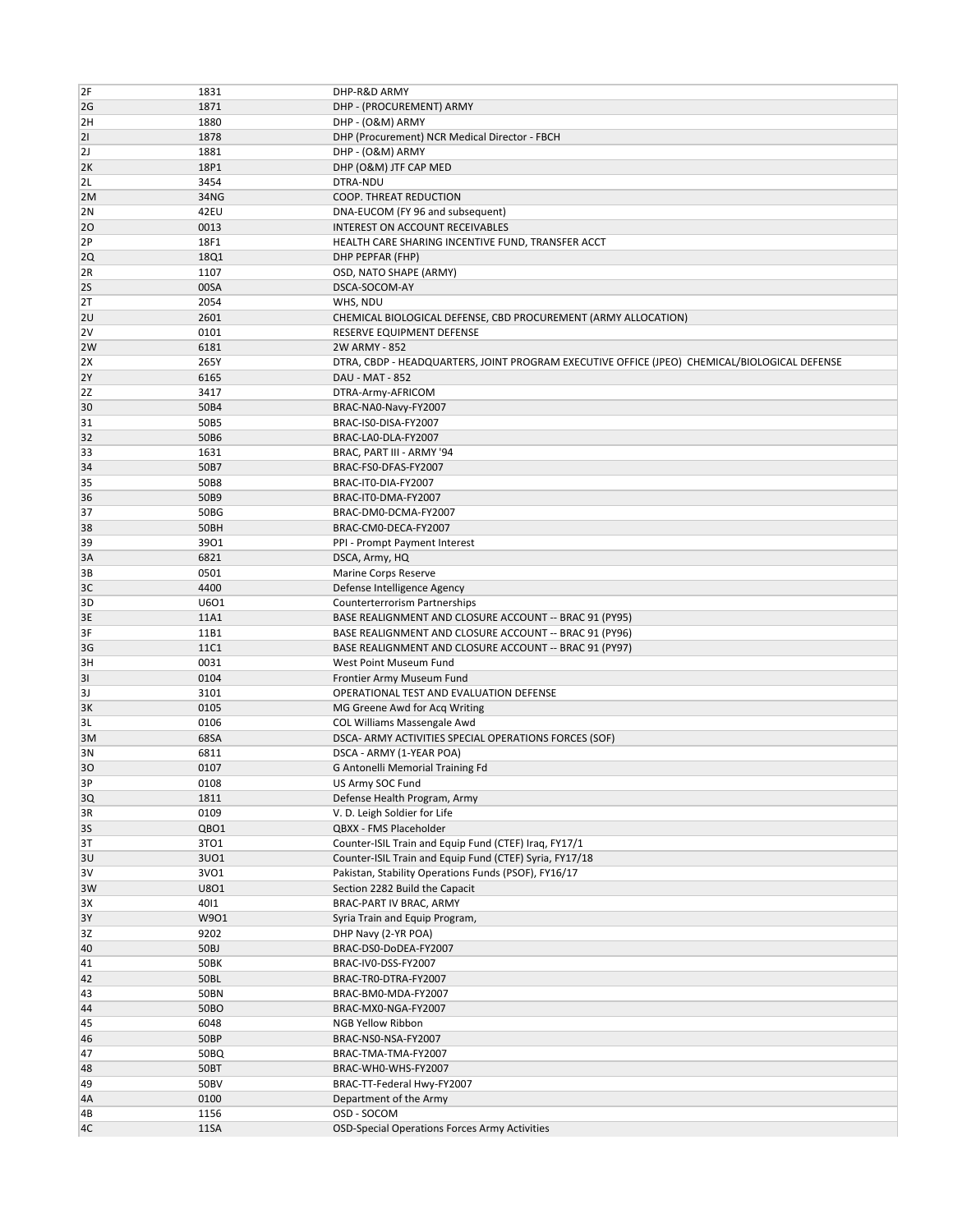| | | |
|---|---|---|
| 2F | 1831 | DHP-R&D ARMY |
| 2G | 1871 | DHP - (PROCUREMENT) ARMY |
| 2H | 1880 | DHP - (O&M) ARMY |
| 2I | 1878 | DHP (Procurement) NCR Medical Director - FBCH |
| 2J | 1881 | DHP - (O&M) ARMY |
| 2K | 18P1 | DHP (O&M) JTF CAP MED |
| 2L | 3454 | DTRA-NDU |
| 2M | 34NG | COOP. THREAT REDUCTION |
| 2N | 42EU | DNA-EUCOM (FY 96 and subsequent) |
| 2O | 0013 | INTEREST ON ACCOUNT RECEIVABLES |
| 2P | 18F1 | HEALTH CARE SHARING INCENTIVE FUND, TRANSFER ACCT |
| 2Q | 18Q1 | DHP PEPFAR (FHP) |
| 2R | 1107 | OSD, NATO SHAPE (ARMY) |
| 2S | 00SA | DSCA-SOCOM-AY |
| 2T | 2054 | WHS, NDU |
| 2U | 2601 | CHEMICAL BIOLOGICAL DEFENSE, CBD PROCUREMENT (ARMY ALLOCATION) |
| 2V | 0101 | RESERVE EQUIPMENT DEFENSE |
| 2W | 6181 | 2W ARMY - 852 |
| 2X | 265Y | DTRA, CBDP - HEADQUARTERS, JOINT PROGRAM EXECUTIVE OFFICE (JPEO) CHEMICAL/BIOLOGICAL DEFENSE |
| 2Y | 6165 | DAU - MAT - 852 |
| 2Z | 3417 | DTRA-Army-AFRICOM |
| 30 | 50B4 | BRAC-NA0-Navy-FY2007 |
| 31 | 50B5 | BRAC-IS0-DISA-FY2007 |
| 32 | 50B6 | BRAC-LA0-DLA-FY2007 |
| 33 | 1631 | BRAC, PART III - ARMY '94 |
| 34 | 50B7 | BRAC-FS0-DFAS-FY2007 |
| 35 | 50B8 | BRAC-IT0-DIA-FY2007 |
| 36 | 50B9 | BRAC-IT0-DMA-FY2007 |
| 37 | 50BG | BRAC-DM0-DCMA-FY2007 |
| 38 | 50BH | BRAC-CM0-DECA-FY2007 |
| 39 | 39O1 | PPI - Prompt Payment Interest |
| 3A | 6821 | DSCA, Army, HQ |
| 3B | 0501 | Marine Corps Reserve |
| 3C | 4400 | Defense Intelligence Agency |
| 3D | U6O1 | Counterterrorism Partnerships |
| 3E | 11A1 | BASE REALIGNMENT AND CLOSURE ACCOUNT -- BRAC 91 (PY95) |
| 3F | 11B1 | BASE REALIGNMENT AND CLOSURE ACCOUNT -- BRAC 91 (PY96) |
| 3G | 11C1 | BASE REALIGNMENT AND CLOSURE ACCOUNT -- BRAC 91 (PY97) |
| 3H | 0031 | West Point Museum Fund |
| 3I | 0104 | Frontier Army Museum Fund |
| 3J | 3101 | OPERATIONAL TEST AND EVALUATION DEFENSE |
| 3K | 0105 | MG Greene Awd for Acq Writing |
| 3L | 0106 | COL Williams Massengale Awd |
| 3M | 68SA | DSCA- ARMY ACTIVITIES SPECIAL OPERATIONS FORCES (SOF) |
| 3N | 6811 | DSCA - ARMY (1-YEAR POA) |
| 3O | 0107 | G Antonelli Memorial Training Fd |
| 3P | 0108 | US Army SOC Fund |
| 3Q | 1811 | Defense Health Program, Army |
| 3R | 0109 | V. D. Leigh Soldier for Life |
| 3S | QBO1 | QBXX - FMS Placeholder |
| 3T | 3TO1 | Counter-ISIL Train and Equip Fund (CTEF) Iraq, FY17/1 |
| 3U | 3UO1 | Counter-ISIL Train and Equip Fund (CTEF) Syria, FY17/18 |
| 3V | 3VO1 | Pakistan, Stability Operations Funds (PSOF), FY16/17 |
| 3W | U8O1 | Section 2282 Build the Capacit |
| 3X | 40I1 | BRAC-PART IV BRAC, ARMY |
| 3Y | W9O1 | Syria Train and Equip Program, |
| 3Z | 9202 | DHP Navy (2-YR POA) |
| 40 | 50BJ | BRAC-DS0-DoDEA-FY2007 |
| 41 | 50BK | BRAC-IV0-DSS-FY2007 |
| 42 | 50BL | BRAC-TR0-DTRA-FY2007 |
| 43 | 50BN | BRAC-BM0-MDA-FY2007 |
| 44 | 50BO | BRAC-MX0-NGA-FY2007 |
| 45 | 6048 | NGB Yellow Ribbon |
| 46 | 50BP | BRAC-NS0-NSA-FY2007 |
| 47 | 50BQ | BRAC-TMA-TMA-FY2007 |
| 48 | 50BT | BRAC-WH0-WHS-FY2007 |
| 49 | 50BV | BRAC-TT-Federal Hwy-FY2007 |
| 4A | 0100 | Department of the Army |
| 4B | 1156 | OSD - SOCOM |
| 4C | 11SA | OSD-Special Operations Forces Army Activities |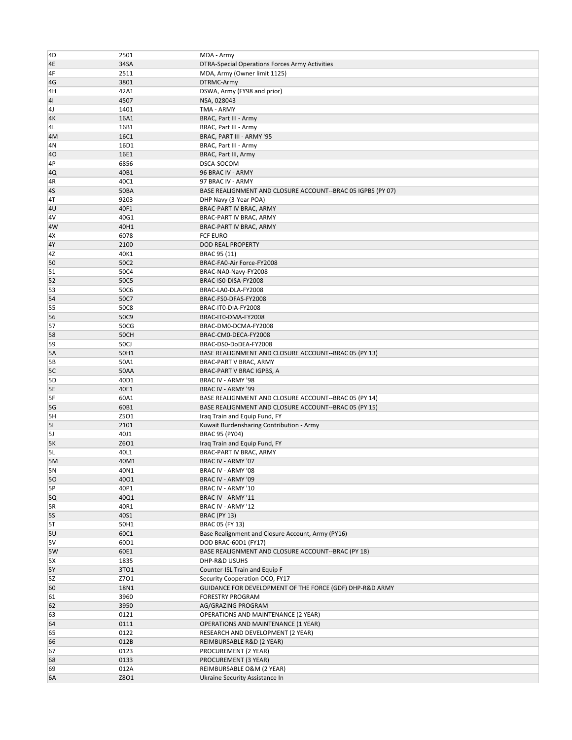| | | |
|---|---|---|
| 4D | 2501 | MDA - Army |
| 4E | 34SA | DTRA-Special Operations Forces Army Activities |
| 4F | 2511 | MDA, Army (Owner limit 1125) |
| 4G | 3801 | DTRMC-Army |
| 4H | 42A1 | DSWA, Army (FY98 and prior) |
| 4I | 4507 | NSA, 028043 |
| 4J | 1401 | TMA - ARMY |
| 4K | 16A1 | BRAC, Part III - Army |
| 4L | 16B1 | BRAC, Part III - Army |
| 4M | 16C1 | BRAC, PART III - ARMY '95 |
| 4N | 16D1 | BRAC, Part III - Army |
| 4O | 16E1 | BRAC, Part III, Army |
| 4P | 6856 | DSCA-SOCOM |
| 4Q | 40B1 | 96 BRAC IV - ARMY |
| 4R | 40C1 | 97 BRAC IV - ARMY |
| 4S | 50BA | BASE REALIGNMENT AND CLOSURE ACCOUNT--BRAC 05 IGPBS (PY 07) |
| 4T | 9203 | DHP Navy (3-Year POA) |
| 4U | 40F1 | BRAC-PART IV BRAC, ARMY |
| 4V | 40G1 | BRAC-PART IV BRAC, ARMY |
| 4W | 40H1 | BRAC-PART IV BRAC, ARMY |
| 4X | 6078 | FCF EURO |
| 4Y | 2100 | DOD REAL PROPERTY |
| 4Z | 40K1 | BRAC 95 (11) |
| 50 | 50C2 | BRAC-FA0-Air Force-FY2008 |
| 51 | 50C4 | BRAC-NA0-Navy-FY2008 |
| 52 | 50C5 | BRAC-IS0-DISA-FY2008 |
| 53 | 50C6 | BRAC-LA0-DLA-FY2008 |
| 54 | 50C7 | BRAC-FS0-DFAS-FY2008 |
| 55 | 50C8 | BRAC-IT0-DIA-FY2008 |
| 56 | 50C9 | BRAC-IT0-DMA-FY2008 |
| 57 | 50CG | BRAC-DM0-DCMA-FY2008 |
| 58 | 50CH | BRAC-CM0-DECA-FY2008 |
| 59 | 50CJ | BRAC-DS0-DoDEA-FY2008 |
| 5A | 50H1 | BASE REALIGNMENT AND CLOSURE ACCOUNT--BRAC 05 (PY 13) |
| 5B | 50A1 | BRAC-PART V BRAC, ARMY |
| 5C | 50AA | BRAC-PART V BRAC IGPBS, A |
| 5D | 40D1 | BRAC IV - ARMY '98 |
| 5E | 40E1 | BRAC IV - ARMY '99 |
| 5F | 60A1 | BASE REALIGNMENT AND CLOSURE ACCOUNT--BRAC 05 (PY 14) |
| 5G | 60B1 | BASE REALIGNMENT AND CLOSURE ACCOUNT--BRAC 05 (PY 15) |
| 5H | Z5O1 | Iraq Train and Equip Fund, FY |
| 5I | 2101 | Kuwait Burdensharing Contribution - Army |
| 5J | 40J1 | BRAC 95 (PY04) |
| 5K | Z6O1 | Iraq Train and Equip Fund, FY |
| 5L | 40L1 | BRAC-PART IV BRAC, ARMY |
| 5M | 40M1 | BRAC IV - ARMY '07 |
| 5N | 40N1 | BRAC IV - ARMY '08 |
| 5O | 40O1 | BRAC IV - ARMY '09 |
| 5P | 40P1 | BRAC IV - ARMY '10 |
| 5Q | 40Q1 | BRAC IV - ARMY '11 |
| 5R | 40R1 | BRAC IV - ARMY '12 |
| 5S | 40S1 | BRAC (PY 13) |
| 5T | 50H1 | BRAC 05 (FY 13) |
| 5U | 60C1 | Base Realignment and Closure Account, Army (PY16) |
| 5V | 60D1 | DOD BRAC-60D1 (FY17) |
| 5W | 60E1 | BASE REALIGNMENT AND CLOSURE ACCOUNT--BRAC (PY 18) |
| 5X | 1835 | DHP-R&D USUHS |
| 5Y | 3TO1 | Counter-ISL Train and Equip F |
| 5Z | Z7O1 | Security Cooperation OCO, FY17 |
| 60 | 18N1 | GUIDANCE FOR DEVELOPMENT OF THE FORCE (GDF) DHP-R&D ARMY |
| 61 | 3960 | FORESTRY PROGRAM |
| 62 | 3950 | AG/GRAZING PROGRAM |
| 63 | 0121 | OPERATIONS AND MAINTENANCE (2 YEAR) |
| 64 | 0111 | OPERATIONS AND MAINTENANCE (1 YEAR) |
| 65 | 0122 | RESEARCH AND DEVELOPMENT (2 YEAR) |
| 66 | 012B | REIMBURSABLE R&D (2 YEAR) |
| 67 | 0123 | PROCUREMENT (2 YEAR) |
| 68 | 0133 | PROCUREMENT (3 YEAR) |
| 69 | 012A | REIMBURSABLE O&M (2 YEAR) |
| 6A | Z8O1 | Ukraine Security Assistance In |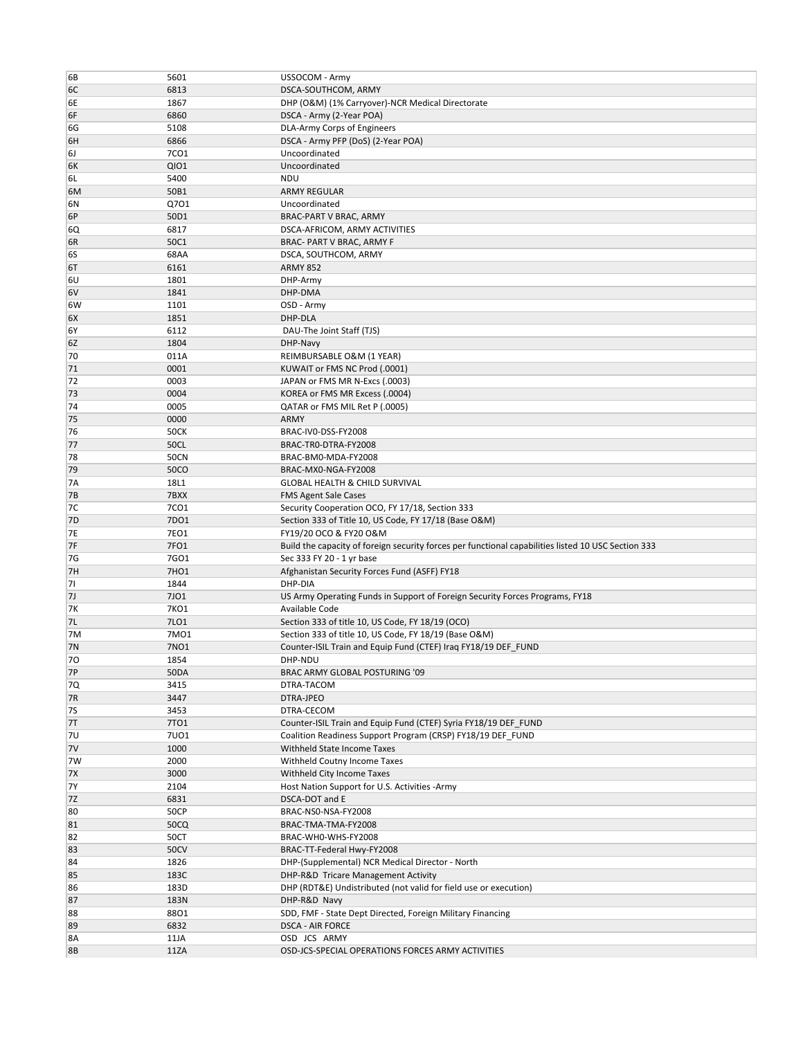| | | |
|---|---|---|
| 6B | 5601 | USSOCOM - Army |
| 6C | 6813 | DSCA-SOUTHCOM, ARMY |
| 6E | 1867 | DHP (O&M) (1% Carryover)-NCR Medical Directorate |
| 6F | 6860 | DSCA - Army (2-Year POA) |
| 6G | 5108 | DLA-Army Corps of Engineers |
| 6H | 6866 | DSCA - Army PFP (DoS) (2-Year POA) |
| 6J | 7CO1 | Uncoordinated |
| 6K | QIO1 | Uncoordinated |
| 6L | 5400 | NDU |
| 6M | 50B1 | ARMY REGULAR |
| 6N | Q7O1 | Uncoordinated |
| 6P | 50D1 | BRAC-PART V BRAC, ARMY |
| 6Q | 6817 | DSCA-AFRICOM, ARMY ACTIVITIES |
| 6R | 50C1 | BRAC- PART V BRAC, ARMY F |
| 6S | 68AA | DSCA, SOUTHCOM, ARMY |
| 6T | 6161 | ARMY 852 |
| 6U | 1801 | DHP-Army |
| 6V | 1841 | DHP-DMA |
| 6W | 1101 | OSD - Army |
| 6X | 1851 | DHP-DLA |
| 6Y | 6112 | DAU-The Joint Staff (TJS) |
| 6Z | 1804 | DHP-Navy |
| 70 | 011A | REIMBURSABLE O&M (1 YEAR) |
| 71 | 0001 | KUWAIT or FMS NC Prod (.0001) |
| 72 | 0003 | JAPAN or FMS MR N-Excs (.0003) |
| 73 | 0004 | KOREA or FMS MR Excess (.0004) |
| 74 | 0005 | QATAR or FMS MIL Ret P (.0005) |
| 75 | 0000 | ARMY |
| 76 | 50CK | BRAC-IV0-DSS-FY2008 |
| 77 | 50CL | BRAC-TR0-DTRA-FY2008 |
| 78 | 50CN | BRAC-BM0-MDA-FY2008 |
| 79 | 50CO | BRAC-MX0-NGA-FY2008 |
| 7A | 18L1 | GLOBAL HEALTH & CHILD SURVIVAL |
| 7B | 7BXX | FMS Agent Sale Cases |
| 7C | 7CO1 | Security Cooperation OCO, FY 17/18, Section 333 |
| 7D | 7DO1 | Section 333 of Title 10, US Code, FY 17/18 (Base O&M) |
| 7E | 7EO1 | FY19/20 OCO & FY20 O&M |
| 7F | 7FO1 | Build the capacity of foreign security forces per functional capabilities listed 10 USC Section 333 |
| 7G | 7GO1 | Sec 333 FY 20 - 1 yr base |
| 7H | 7HO1 | Afghanistan Security Forces Fund (ASFF) FY18 |
| 7I | 1844 | DHP-DIA |
| 7J | 7JO1 | US Army Operating Funds in Support of Foreign Security Forces Programs, FY18 |
| 7K | 7KO1 | Available Code |
| 7L | 7LO1 | Section 333 of title 10, US Code, FY 18/19 (OCO) |
| 7M | 7MO1 | Section 333 of title 10, US Code, FY 18/19 (Base O&M) |
| 7N | 7NO1 | Counter-ISIL Train and Equip Fund (CTEF) Iraq FY18/19 DEF_FUND |
| 7O | 1854 | DHP-NDU |
| 7P | 50DA | BRAC ARMY GLOBAL POSTURING '09 |
| 7Q | 3415 | DTRA-TACOM |
| 7R | 3447 | DTRA-JPEO |
| 7S | 3453 | DTRA-CECOM |
| 7T | 7TO1 | Counter-ISIL Train and Equip Fund (CTEF) Syria FY18/19 DEF_FUND |
| 7U | 7UO1 | Coalition Readiness Support Program (CRSP) FY18/19 DEF_FUND |
| 7V | 1000 | Withheld State Income Taxes |
| 7W | 2000 | Withheld Coutny Income Taxes |
| 7X | 3000 | Withheld City Income Taxes |
| 7Y | 2104 | Host Nation Support for U.S. Activities -Army |
| 7Z | 6831 | DSCA-DOT and E |
| 80 | 50CP | BRAC-NS0-NSA-FY2008 |
| 81 | 50CQ | BRAC-TMA-TMA-FY2008 |
| 82 | 50CT | BRAC-WH0-WHS-FY2008 |
| 83 | 50CV | BRAC-TT-Federal Hwy-FY2008 |
| 84 | 1826 | DHP-(Supplemental) NCR Medical Director - North |
| 85 | 183C | DHP-R&D Tricare Management Activity |
| 86 | 183D | DHP (RDT&E) Undistributed (not valid for field use or execution) |
| 87 | 183N | DHP-R&D Navy |
| 88 | 88O1 | SDD, FMF - State Dept Directed, Foreign Military Financing |
| 89 | 6832 | DSCA - AIR FORCE |
| 8A | 11JA | OSD JCS ARMY |
| 8B | 11ZA | OSD-JCS-SPECIAL OPERATIONS FORCES ARMY ACTIVITIES |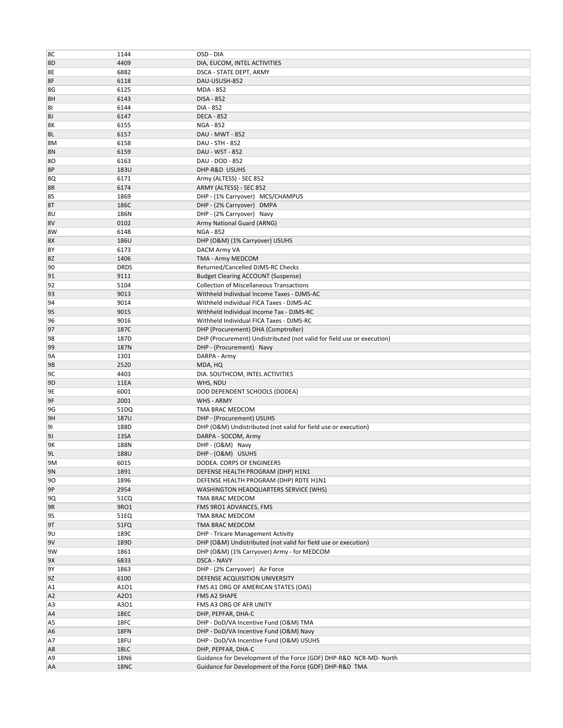| | | |
|---|---|---|
| 8C | 1144 | OSD - DIA |
| 8D | 4409 | DIA, EUCOM, INTEL ACTIVITIES |
| 8E | 6882 | DSCA - STATE DEPT, ARMY |
| 8F | 6118 | DAU-USUSH-852 |
| 8G | 6125 | MDA - 852 |
| 8H | 6143 | DISA - 852 |
| 8I | 6144 | DIA - 852 |
| 8J | 6147 | DECA - 852 |
| 8K | 6155 | NGA - 852 |
| 8L | 6157 | DAU - MWT - 852 |
| 8M | 6158 | DAU - STH - 852 |
| 8N | 6159 | DAU - WST - 852 |
| 8O | 6163 | DAU - DOD - 852 |
| 8P | 183U | DHP-R&D USUHS |
| 8Q | 6171 | Army (ALTESS) - SEC 852 |
| 8R | 6174 | ARMY (ALTESS) - SEC 852 |
| 8S | 1869 | DHP - (1% Carryover) MCS/CHAMPUS |
| 8T | 186C | DHP - (2% Carryover) DMPA |
| 8U | 186N | DHP - (2% Carryover) Navy |
| 8V | 0102 | Army National Guard (ARNG) |
| 8W | 6148 | NGA - 852 |
| 8X | 186U | DHP (O&M) (1% Carryover) USUHS |
| 8Y | 6173 | DACM Army VA |
| 8Z | 1406 | TMA - Army MEDCOM |
| 90 | DRDS | Returned/Cancelled DJMS-RC Checks |
| 91 | 9111 | Budget Clearing ACCOUNT (Suspense) |
| 92 | 5104 | Collection of Miscellaneous Transactions |
| 93 | 9013 | Withheld Individual Income Taxes - DJMS-AC |
| 94 | 9014 | Withheld individual FICA Taxes - DJMS-AC |
| 95 | 9015 | Withheld Individual Income Tax - DJMS-RC |
| 96 | 9016 | Withheld Individual FICA Taxes - DJMS-RC |
| 97 | 187C | DHP (Procurement) DHA (Comptroller) |
| 98 | 187D | DHP (Procurement) Undistributed (not valid for field use or execution) |
| 99 | 187N | DHP - (Procurement) Navy |
| 9A | 1301 | DARPA - Army |
| 9B | 2520 | MDA, HQ |
| 9C | 4403 | DIA. SOUTHCOM, INTEL ACTIVITIES |
| 9D | 11EA | WHS, NDU |
| 9E | 6001 | DOD DEPENDENT SCHOOLS (DODEA) |
| 9F | 2001 | WHS - ARMY |
| 9G | 51DQ | TMA BRAC MEDCOM |
| 9H | 187U | DHP - (Procurement) USUHS |
| 9I | 188D | DHP (O&M) Undistributed (not valid for field use or execution) |
| 9J | 13SA | DARPA - SOCOM, Army |
| 9K | 188N | DHP - (O&M) Navy |
| 9L | 188U | DHP - (O&M) USUHS |
| 9M | 6015 | DODEA. CORPS OF ENGINEERS |
| 9N | 1891 | DEFENSE HEALTH PROGRAM (DHP) H1N1 |
| 9O | 1896 | DEFENSE HEALTH PROGRAM (DHP) RDTE H1N1 |
| 9P | 2954 | WASHINGTON HEADQUARTERS SERVICE (WHS) |
| 9Q | 51CQ | TMA BRAC MEDCOM |
| 9R | 9RO1 | FMS 9RO1 ADVANCES, FMS |
| 9S | 51EQ | TMA BRAC MEDCOM |
| 9T | 51FQ | TMA BRAC MEDCOM |
| 9U | 189C | DHP - Tricare Management Activity |
| 9V | 189D | DHP (O&M) Undistributed (not valid for field use or execution) |
| 9W | 1861 | DHP (O&M) (1% Carryover) Army - for MEDCOM |
| 9X | 6833 | DSCA - NAVY |
| 9Y | 1863 | DHP - (2% Carryover) Air Force |
| 9Z | 6100 | DEFENSE ACQUISITION UNIVERSITY |
| A1 | A1O1 | FMS A1 ORG OF AMERICAN STATES (OAS) |
| A2 | A2O1 | FMS A2 SHAPE |
| A3 | A3O1 | FMS A3 ORG OF AFR UNITY |
| A4 | 18EC | DHP, PEPFAR, DHA-C |
| A5 | 18FC | DHP - DoD/VA Incentive Fund (O&M) TMA |
| A6 | 18FN | DHP - DoD/VA Incentive Fund (O&M) Navy |
| A7 | 18FU | DHP - DoD/VA Incentive Fund (O&M) USUHS |
| A8 | 18LC | DHP, PEPFAR, DHA-C |
| A9 | 18N6 | Guidance for Development of the Force (GDF) DHP-R&D NCR-MD- North |
| AA | 18NC | Guidance for Development of the Force (GDF) DHP-R&D TMA |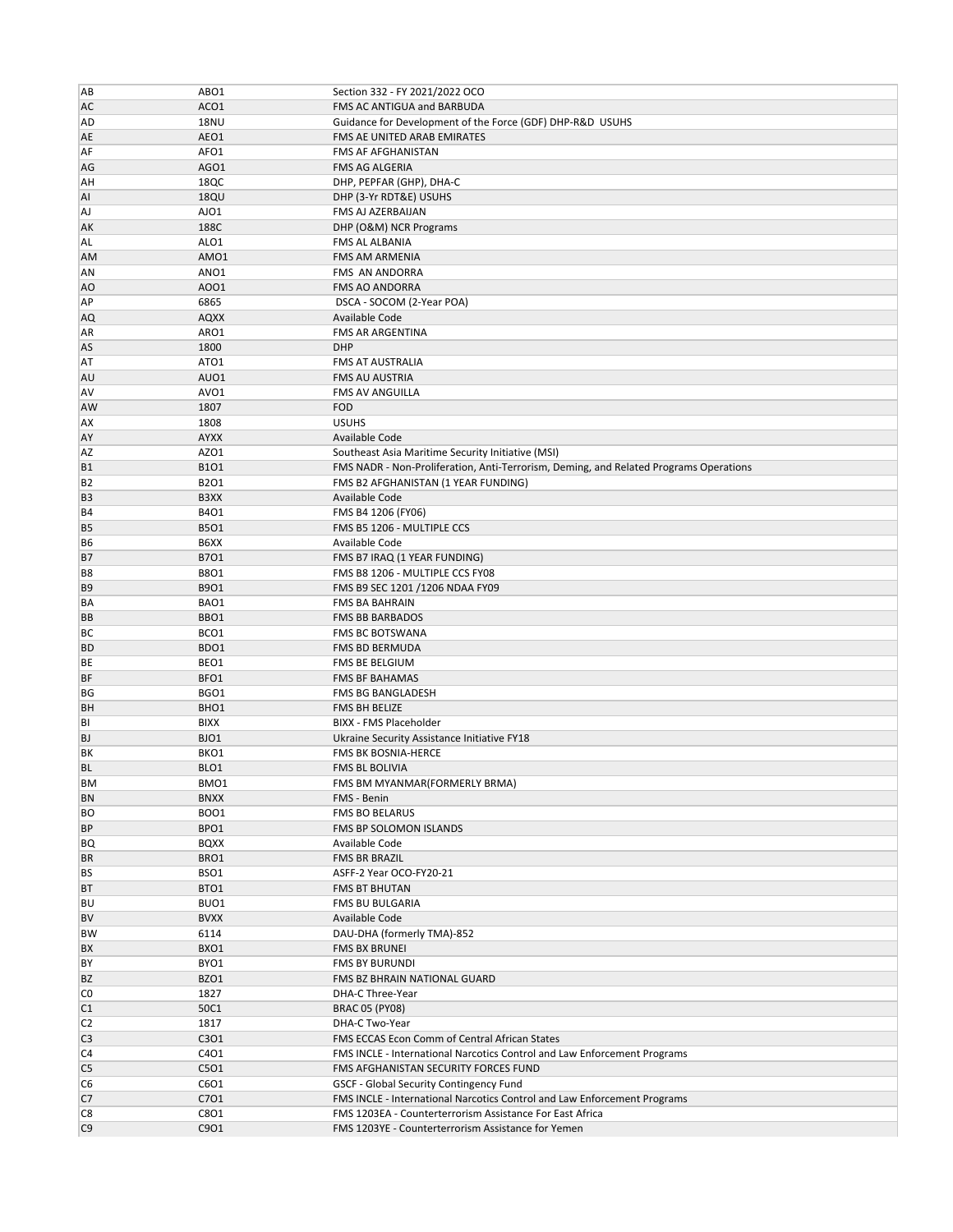| | | |
|---|---|---|
| AB | ABO1 | Section 332 - FY 2021/2022 OCO |
| AC | ACO1 | FMS AC ANTIGUA and BARBUDA |
| AD | 18NU | Guidance for Development of the Force (GDF) DHP-R&D USUHS |
| AE | AEO1 | FMS AE UNITED ARAB EMIRATES |
| AF | AFO1 | FMS AF AFGHANISTAN |
| AG | AGO1 | FMS AG ALGERIA |
| AH | 18QC | DHP, PEPFAR (GHP), DHA-C |
| AI | 18QU | DHP (3-Yr RDT&E) USUHS |
| AJ | AJO1 | FMS AJ AZERBAIJAN |
| AK | 188C | DHP (O&M) NCR Programs |
| AL | ALO1 | FMS AL ALBANIA |
| AM | AMO1 | FMS AM ARMENIA |
| AN | ANO1 | FMS AN ANDORRA |
| AO | AOO1 | FMS AO ANDORRA |
| AP | 6865 | DSCA - SOCOM (2-Year POA) |
| AQ | AQXX | Available Code |
| AR | ARO1 | FMS AR ARGENTINA |
| AS | 1800 | DHP |
| AT | ATO1 | FMS AT AUSTRALIA |
| AU | AUO1 | FMS AU AUSTRIA |
| AV | AVO1 | FMS AV ANGUILLA |
| AW | 1807 | FOD |
| AX | 1808 | USUHS |
| AY | AYXX | Available Code |
| AZ | AZO1 | Southeast Asia Maritime Security Initiative (MSI) |
| B1 | B1O1 | FMS NADR - Non-Proliferation, Anti-Terrorism, Deming, and Related Programs Operations |
| B2 | B2O1 | FMS B2 AFGHANISTAN (1 YEAR FUNDING) |
| B3 | B3XX | Available Code |
| B4 | B4O1 | FMS B4 1206 (FY06) |
| B5 | B5O1 | FMS B5 1206 - MULTIPLE CCS |
| B6 | B6XX | Available Code |
| B7 | B7O1 | FMS B7 IRAQ (1 YEAR FUNDING) |
| B8 | B8O1 | FMS B8 1206 - MULTIPLE CCS FY08 |
| B9 | B9O1 | FMS B9 SEC 1201 /1206 NDAA FY09 |
| BA | BAO1 | FMS BA BAHRAIN |
| BB | BBO1 | FMS BB BARBADOS |
| BC | BCO1 | FMS BC BOTSWANA |
| BD | BDO1 | FMS BD BERMUDA |
| BE | BEO1 | FMS BE BELGIUM |
| BF | BFO1 | FMS BF BAHAMAS |
| BG | BGO1 | FMS BG BANGLADESH |
| BH | BHO1 | FMS BH BELIZE |
| BI | BIXX | BIXX - FMS Placeholder |
| BJ | BJO1 | Ukraine Security Assistance Initiative FY18 |
| BK | BKO1 | FMS BK BOSNIA-HERCE |
| BL | BLO1 | FMS BL BOLIVIA |
| BM | BMO1 | FMS BM MYANMAR(FORMERLY BRMA) |
| BN | BNXX | FMS - Benin |
| BO | BOO1 | FMS BO BELARUS |
| BP | BPO1 | FMS BP SOLOMON ISLANDS |
| BQ | BQXX | Available Code |
| BR | BRO1 | FMS BR BRAZIL |
| BS | BSO1 | ASFF-2 Year OCO-FY20-21 |
| BT | BTO1 | FMS BT BHUTAN |
| BU | BUO1 | FMS BU BULGARIA |
| BV | BVXX | Available Code |
| BW | 6114 | DAU-DHA (formerly TMA)-852 |
| BX | BXO1 | FMS BX BRUNEI |
| BY | BYO1 | FMS BY BURUNDI |
| BZ | BZO1 | FMS BZ BHRAIN NATIONAL GUARD |
| C0 | 1827 | DHA-C Three-Year |
| C1 | 50C1 | BRAC 05 (PY08) |
| C2 | 1817 | DHA-C Two-Year |
| C3 | C3O1 | FMS ECCAS Econ Comm of Central African States |
| C4 | C4O1 | FMS INCLE - International Narcotics Control and Law Enforcement Programs |
| C5 | C5O1 | FMS AFGHANISTAN SECURITY FORCES FUND |
| C6 | C6O1 | GSCF - Global Security Contingency Fund |
| C7 | C7O1 | FMS INCLE - International Narcotics Control and Law Enforcement Programs |
| C8 | C8O1 | FMS 1203EA - Counterterrorism Assistance For East Africa |
| C9 | C9O1 | FMS 1203YE - Counterterrorism Assistance for Yemen |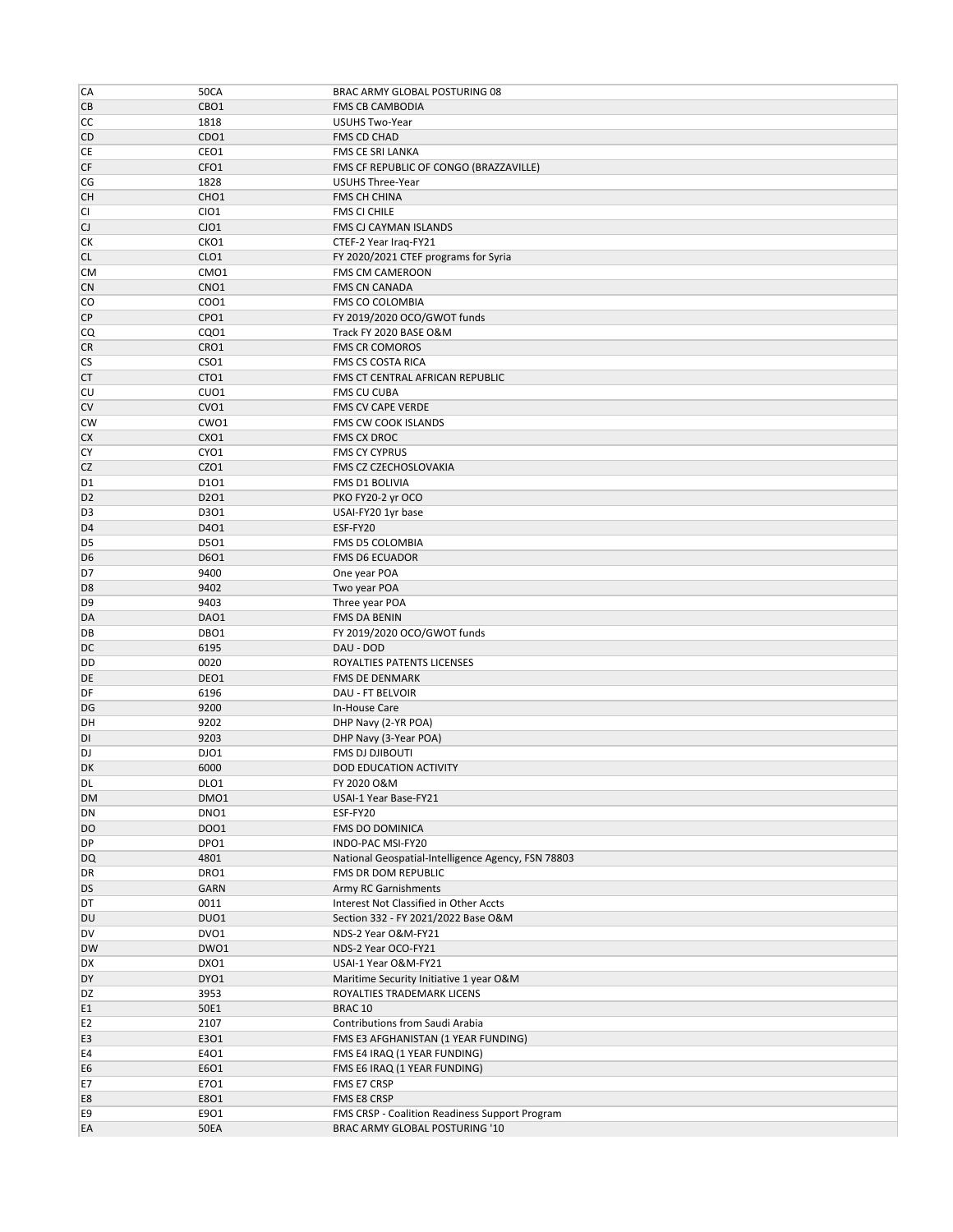| | | |
|---|---|---|
| CA | 50CA | BRAC ARMY GLOBAL POSTURING 08 |
| CB | CBO1 | FMS CB CAMBODIA |
| CC | 1818 | USUHS Two-Year |
| CD | CDO1 | FMS CD CHAD |
| CE | CEO1 | FMS CE SRI LANKA |
| CF | CFO1 | FMS CF REPUBLIC OF CONGO (BRAZZAVILLE) |
| CG | 1828 | USUHS Three-Year |
| CH | CHO1 | FMS CH CHINA |
| CI | CIO1 | FMS CI CHILE |
| CJ | CJO1 | FMS CJ CAYMAN ISLANDS |
| CK | CKO1 | CTEF-2 Year Iraq-FY21 |
| CL | CLO1 | FY 2020/2021 CTEF programs for Syria |
| CM | CMO1 | FMS CM CAMEROON |
| CN | CNO1 | FMS CN CANADA |
| CO | COO1 | FMS CO COLOMBIA |
| CP | CPO1 | FY 2019/2020 OCO/GWOT funds |
| CQ | CQO1 | Track FY 2020 BASE O&M |
| CR | CRO1 | FMS CR COMOROS |
| CS | CSO1 | FMS CS COSTA RICA |
| CT | CTO1 | FMS CT CENTRAL AFRICAN REPUBLIC |
| CU | CUO1 | FMS CU CUBA |
| CV | CVO1 | FMS CV CAPE VERDE |
| CW | CWO1 | FMS CW COOK ISLANDS |
| CX | CXO1 | FMS CX DROC |
| CY | CYO1 | FMS CY CYPRUS |
| CZ | CZO1 | FMS CZ CZECHOSLOVAKIA |
| D1 | D1O1 | FMS D1 BOLIVIA |
| D2 | D2O1 | PKO FY20-2 yr OCO |
| D3 | D3O1 | USAI-FY20 1yr base |
| D4 | D4O1 | ESF-FY20 |
| D5 | D5O1 | FMS D5 COLOMBIA |
| D6 | D6O1 | FMS D6 ECUADOR |
| D7 | 9400 | One year POA |
| D8 | 9402 | Two year POA |
| D9 | 9403 | Three year POA |
| DA | DAO1 | FMS DA BENIN |
| DB | DBO1 | FY 2019/2020 OCO/GWOT funds |
| DC | 6195 | DAU - DOD |
| DD | 0020 | ROYALTIES PATENTS LICENSES |
| DE | DEO1 | FMS DE DENMARK |
| DF | 6196 | DAU - FT BELVOIR |
| DG | 9200 | In-House Care |
| DH | 9202 | DHP Navy (2-YR POA) |
| DI | 9203 | DHP Navy (3-Year POA) |
| DJ | DJO1 | FMS DJ DJIBOUTI |
| DK | 6000 | DOD EDUCATION ACTIVITY |
| DL | DLO1 | FY 2020 O&M |
| DM | DMO1 | USAI-1 Year Base-FY21 |
| DN | DNO1 | ESF-FY20 |
| DO | DOO1 | FMS DO DOMINICA |
| DP | DPO1 | INDO-PAC MSI-FY20 |
| DQ | 4801 | National Geospatial-Intelligence Agency, FSN 78803 |
| DR | DRO1 | FMS DR DOM REPUBLIC |
| DS | GARN | Army RC Garnishments |
| DT | 0011 | Interest Not Classified in Other Accts |
| DU | DUO1 | Section 332 - FY 2021/2022 Base O&M |
| DV | DVO1 | NDS-2 Year O&M-FY21 |
| DW | DWO1 | NDS-2 Year OCO-FY21 |
| DX | DXO1 | USAI-1 Year O&M-FY21 |
| DY | DYO1 | Maritime Security Initiative 1 year O&M |
| DZ | 3953 | ROYALTIES TRADEMARK LICENS |
| E1 | 50E1 | BRAC 10 |
| E2 | 2107 | Contributions from Saudi Arabia |
| E3 | E3O1 | FMS E3 AFGHANISTAN (1 YEAR FUNDING) |
| E4 | E4O1 | FMS E4 IRAQ (1 YEAR FUNDING) |
| E6 | E6O1 | FMS E6 IRAQ (1 YEAR FUNDING) |
| E7 | E7O1 | FMS E7 CRSP |
| E8 | E8O1 | FMS E8 CRSP |
| E9 | E9O1 | FMS CRSP - Coalition Readiness Support Program |
| EA | 50EA | BRAC ARMY GLOBAL POSTURING '10 |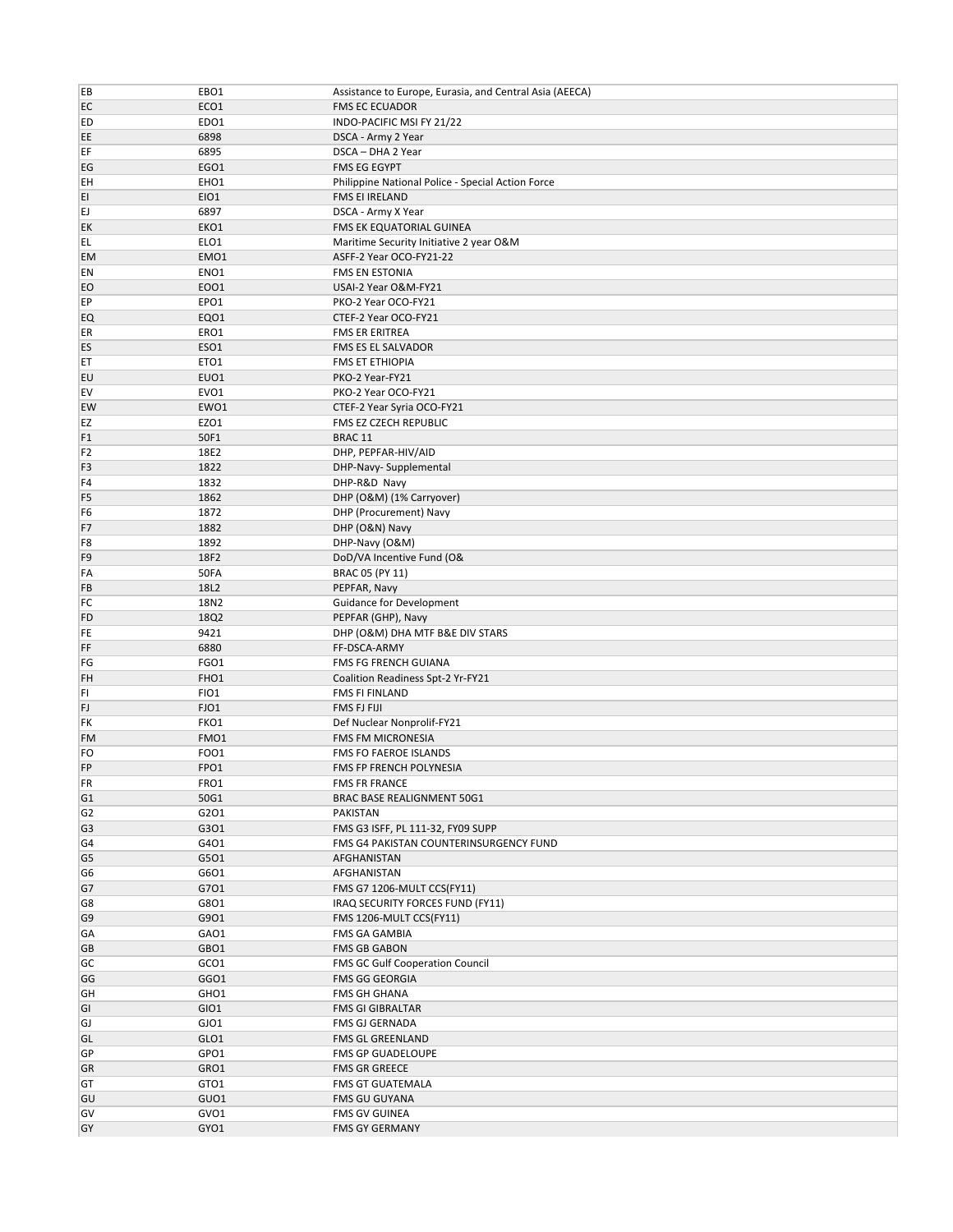| | | |
|---|---|---|
| EB | EBO1 | Assistance to Europe, Eurasia, and Central Asia (AEECA) |
| EC | ECO1 | FMS EC ECUADOR |
| ED | EDO1 | INDO-PACIFIC MSI FY 21/22 |
| EE | 6898 | DSCA - Army 2 Year |
| EF | 6895 | DSCA – DHA 2 Year |
| EG | EGO1 | FMS EG EGYPT |
| EH | EHO1 | Philippine National Police - Special Action Force |
| EI | EIO1 | FMS EI IRELAND |
| EJ | 6897 | DSCA - Army X Year |
| EK | EKO1 | FMS EK EQUATORIAL GUINEA |
| EL | ELO1 | Maritime Security Initiative 2 year O&M |
| EM | EMO1 | ASFF-2 Year OCO-FY21-22 |
| EN | ENO1 | FMS EN ESTONIA |
| EO | EOO1 | USAI-2 Year O&M-FY21 |
| EP | EPO1 | PKO-2 Year OCO-FY21 |
| EQ | EQO1 | CTEF-2 Year OCO-FY21 |
| ER | ERO1 | FMS ER ERITREA |
| ES | ESO1 | FMS ES EL SALVADOR |
| ET | ETO1 | FMS ET ETHIOPIA |
| EU | EUO1 | PKO-2 Year-FY21 |
| EV | EVO1 | PKO-2 Year OCO-FY21 |
| EW | EWO1 | CTEF-2 Year Syria OCO-FY21 |
| EZ | EZO1 | FMS EZ CZECH REPUBLIC |
| F1 | 50F1 | BRAC 11 |
| F2 | 18E2 | DHP, PEPFAR-HIV/AID |
| F3 | 1822 | DHP-Navy- Supplemental |
| F4 | 1832 | DHP-R&D Navy |
| F5 | 1862 | DHP (O&M) (1% Carryover) |
| F6 | 1872 | DHP (Procurement) Navy |
| F7 | 1882 | DHP (O&N) Navy |
| F8 | 1892 | DHP-Navy (O&M) |
| F9 | 18F2 | DoD/VA Incentive Fund (O& |
| FA | 50FA | BRAC 05 (PY 11) |
| FB | 18L2 | PEPFAR, Navy |
| FC | 18N2 | Guidance for Development |
| FD | 18Q2 | PEPFAR (GHP), Navy |
| FE | 9421 | DHP (O&M) DHA MTF B&E DIV STARS |
| FF | 6880 | FF-DSCA-ARMY |
| FG | FGO1 | FMS FG FRENCH GUIANA |
| FH | FHO1 | Coalition Readiness Spt-2 Yr-FY21 |
| FI | FIO1 | FMS FI FINLAND |
| FJ | FJO1 | FMS FJ FIJI |
| FK | FKO1 | Def Nuclear Nonprolif-FY21 |
| FM | FMO1 | FMS FM MICRONESIA |
| FO | FOO1 | FMS FO FAEROE ISLANDS |
| FP | FPO1 | FMS FP FRENCH POLYNESIA |
| FR | FRO1 | FMS FR FRANCE |
| G1 | 50G1 | BRAC BASE REALIGNMENT 50G1 |
| G2 | G2O1 | PAKISTAN |
| G3 | G3O1 | FMS G3 ISFF, PL 111-32, FY09 SUPP |
| G4 | G4O1 | FMS G4 PAKISTAN COUNTERINSURGENCY FUND |
| G5 | G5O1 | AFGHANISTAN |
| G6 | G6O1 | AFGHANISTAN |
| G7 | G7O1 | FMS G7 1206-MULT CCS(FY11) |
| G8 | G8O1 | IRAQ SECURITY FORCES FUND (FY11) |
| G9 | G9O1 | FMS 1206-MULT CCS(FY11) |
| GA | GAO1 | FMS GA GAMBIA |
| GB | GBO1 | FMS GB GABON |
| GC | GCO1 | FMS GC Gulf Cooperation Council |
| GG | GGO1 | FMS GG GEORGIA |
| GH | GHO1 | FMS GH GHANA |
| GI | GIO1 | FMS GI GIBRALTAR |
| GJ | GJO1 | FMS GJ GERNADA |
| GL | GLO1 | FMS GL GREENLAND |
| GP | GPO1 | FMS GP GUADELOUPE |
| GR | GRO1 | FMS GR GREECE |
| GT | GTO1 | FMS GT GUATEMALA |
| GU | GUO1 | FMS GU GUYANA |
| GV | GVO1 | FMS GV GUINEA |
| GY | GYO1 | FMS GY GERMANY |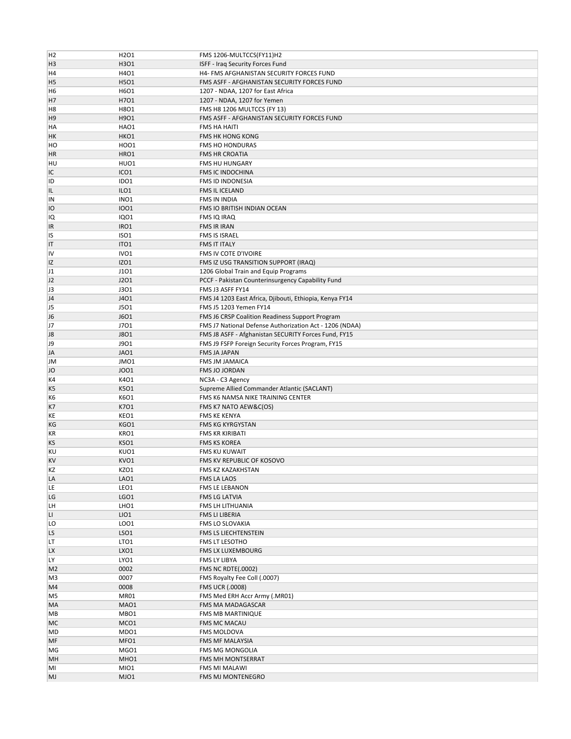| | | |
|---|---|---|
| H2 | H2O1 | FMS 1206-MULTCCS(FY11)H2 |
| H3 | H3O1 | ISFF - Iraq Security Forces Fund |
| H4 | H4O1 | H4- FMS AFGHANISTAN SECURITY FORCES FUND |
| H5 | H5O1 | FMS ASFF - AFGHANISTAN SECURITY FORCES FUND |
| H6 | H6O1 | 1207 - NDAA, 1207 for East Africa |
| H7 | H7O1 | 1207 - NDAA, 1207 for Yemen |
| H8 | H8O1 | FMS H8 1206 MULTCCS (FY 13) |
| H9 | H9O1 | FMS ASFF - AFGHANISTAN SECURITY FORCES FUND |
| HA | HAO1 | FMS HA HAITI |
| HK | HKO1 | FMS HK HONG KONG |
| HO | HOO1 | FMS HO HONDURAS |
| HR | HRO1 | FMS HR CROATIA |
| HU | HUO1 | FMS HU HUNGARY |
| IC | ICO1 | FMS IC INDOCHINA |
| ID | IDO1 | FMS ID INDONESIA |
| IL | ILO1 | FMS IL ICELAND |
| IN | INO1 | FMS IN INDIA |
| IO | IOO1 | FMS IO BRITISH INDIAN OCEAN |
| IQ | IQO1 | FMS IQ IRAQ |
| IR | IRO1 | FMS IR IRAN |
| IS | ISO1 | FMS IS ISRAEL |
| IT | ITO1 | FMS IT ITALY |
| IV | IVO1 | FMS IV COTE D'IVOIRE |
| IZ | IZO1 | FMS IZ USG TRANSITION SUPPORT (IRAQ) |
| J1 | J1O1 | 1206 Global Train and Equip Programs |
| J2 | J2O1 | PCCF - Pakistan Counterinsurgency Capability Fund |
| J3 | J3O1 | FMS J3 ASFF FY14 |
| J4 | J4O1 | FMS J4 1203 East Africa, Djibouti, Ethiopia, Kenya FY14 |
| J5 | J5O1 | FMS J5 1203 Yemen FY14 |
| J6 | J6O1 | FMS J6 CRSP Coalition Readiness Support Program |
| J7 | J7O1 | FMS J7 National Defense Authorization Act - 1206 (NDAA) |
| J8 | J8O1 | FMS J8 ASFF - Afghanistan SECURITY Forces Fund, FY15 |
| J9 | J9O1 | FMS J9 FSFP Foreign Security Forces Program, FY15 |
| JA | JAO1 | FMS JA JAPAN |
| JM | JMO1 | FMS JM JAMAICA |
| JO | JOO1 | FMS JO JORDAN |
| K4 | K4O1 | NC3A - C3 Agency |
| K5 | K5O1 | Supreme Allied Commander Atlantic (SACLANT) |
| K6 | K6O1 | FMS K6 NAMSA NIKE TRAINING CENTER |
| K7 | K7O1 | FMS K7 NATO AEW&C(OS) |
| KE | KEO1 | FMS KE KENYA |
| KG | KGO1 | FMS KG KYRGYSTAN |
| KR | KRO1 | FMS KR KIRIBATI |
| KS | KSO1 | FMS KS KOREA |
| KU | KUO1 | FMS KU KUWAIT |
| KV | KVO1 | FMS KV REPUBLIC OF KOSOVO |
| KZ | KZO1 | FMS KZ KAZAKHSTAN |
| LA | LAO1 | FMS LA LAOS |
| LE | LEO1 | FMS LE LEBANON |
| LG | LGO1 | FMS LG LATVIA |
| LH | LHO1 | FMS LH LITHUANIA |
| LI | LIO1 | FMS LI LIBERIA |
| LO | LOO1 | FMS LO SLOVAKIA |
| LS | LSO1 | FMS LS LIECHTENSTEIN |
| LT | LTO1 | FMS LT LESOTHO |
| LX | LXO1 | FMS LX LUXEMBOURG |
| LY | LYO1 | FMS LY LIBYA |
| M2 | 0002 | FMS NC RDTE(.0002) |
| M3 | 0007 | FMS Royalty Fee Coll (.0007) |
| M4 | 0008 | FMS UCR (.0008) |
| M5 | MR01 | FMS Med ERH Accr Army (.MR01) |
| MA | MAO1 | FMS MA MADAGASCAR |
| MB | MBO1 | FMS MB MARTINIQUE |
| MC | MCO1 | FMS MC MACAU |
| MD | MDO1 | FMS MOLDOVA |
| MF | MFO1 | FMS MF MALAYSIA |
| MG | MGO1 | FMS MG MONGOLIA |
| MH | MHO1 | FMS MH MONTSERRAT |
| MI | MIO1 | FMS MI MALAWI |
| MJ | MJO1 | FMS MJ MONTENEGRO |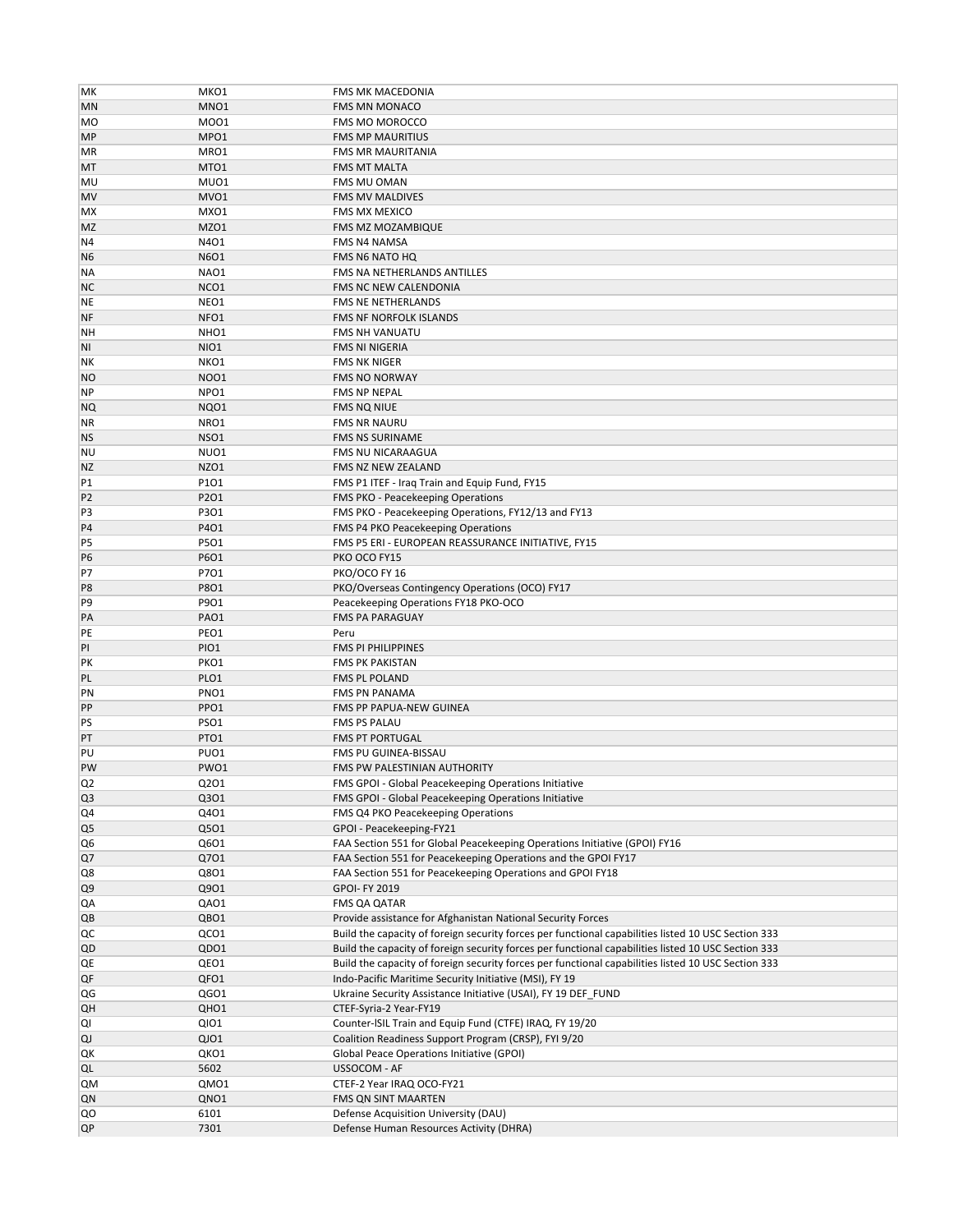| MK | MKO1 | FMS MK MACEDONIA |
|---|---|---|
| MN | MNO1 | FMS MN MONACO |
| MO | MOO1 | FMS MO MOROCCO |
| MP | MPO1 | FMS MP MAURITIUS |
| MR | MRO1 | FMS MR MAURITANIA |
| MT | MTO1 | FMS MT MALTA |
| MU | MUO1 | FMS MU OMAN |
| MV | MVO1 | FMS MV MALDIVES |
| MX | MXO1 | FMS MX MEXICO |
| MZ | MZO1 | FMS MZ MOZAMBIQUE |
| N4 | N4O1 | FMS N4 NAMSA |
| N6 | N6O1 | FMS N6 NATO HQ |
| NA | NAO1 | FMS NA NETHERLANDS ANTILLES |
| NC | NCO1 | FMS NC NEW CALENDONIA |
| NE | NEO1 | FMS NE NETHERLANDS |
| NF | NFO1 | FMS NF NORFOLK ISLANDS |
| NH | NHO1 | FMS NH VANUATU |
| NI | NIO1 | FMS NI NIGERIA |
| NK | NKO1 | FMS NK NIGER |
| NO | NOO1 | FMS NO NORWAY |
| NP | NPO1 | FMS NP NEPAL |
| NQ | NQO1 | FMS NQ NIUE |
| NR | NRO1 | FMS NR NAURU |
| NS | NSO1 | FMS NS SURINAME |
| NU | NUO1 | FMS NU NICARAAGUA |
| NZ | NZO1 | FMS NZ NEW ZEALAND |
| P1 | P1O1 | FMS P1 ITEF - Iraq Train and Equip Fund, FY15 |
| P2 | P2O1 | FMS PKO - Peacekeeping Operations |
| P3 | P3O1 | FMS PKO - Peacekeeping Operations, FY12/13 and FY13 |
| P4 | P4O1 | FMS P4 PKO Peacekeeping Operations |
| P5 | P5O1 | FMS P5 ERI - EUROPEAN REASSURANCE INITIATIVE, FY15 |
| P6 | P6O1 | PKO OCO FY15 |
| P7 | P7O1 | PKO/OCO FY 16 |
| P8 | P8O1 | PKO/Overseas Contingency Operations (OCO) FY17 |
| P9 | P9O1 | Peacekeeping Operations FY18 PKO-OCO |
| PA | PAO1 | FMS PA PARAGUAY |
| PE | PEO1 | Peru |
| PI | PIO1 | FMS PI PHILIPPINES |
| PK | PKO1 | FMS PK PAKISTAN |
| PL | PLO1 | FMS PL POLAND |
| PN | PNO1 | FMS PN PANAMA |
| PP | PPO1 | FMS PP PAPUA-NEW GUINEA |
| PS | PSO1 | FMS PS PALAU |
| PT | PTO1 | FMS PT PORTUGAL |
| PU | PUO1 | FMS PU GUINEA-BISSAU |
| PW | PWO1 | FMS PW PALESTINIAN AUTHORITY |
| Q2 | Q2O1 | FMS GPOI - Global Peacekeeping Operations Initiative |
| Q3 | Q3O1 | FMS GPOI - Global Peacekeeping Operations Initiative |
| Q4 | Q4O1 | FMS Q4 PKO Peacekeeping Operations |
| Q5 | Q5O1 | GPOI - Peacekeeping-FY21 |
| Q6 | Q6O1 | FAA Section 551 for Global Peacekeeping Operations Initiative (GPOI) FY16 |
| Q7 | Q7O1 | FAA Section 551 for Peacekeeping Operations and the GPOI FY17 |
| Q8 | Q8O1 | FAA Section 551 for Peacekeeping Operations and GPOI FY18 |
| Q9 | Q9O1 | GPOI- FY 2019 |
| QA | QAO1 | FMS QA QATAR |
| QB | QBO1 | Provide assistance for Afghanistan National Security Forces |
| QC | QCO1 | Build the capacity of foreign security forces per functional capabilities listed 10 USC Section 333 |
| QD | QDO1 | Build the capacity of foreign security forces per functional capabilities listed 10 USC Section 333 |
| QE | QEO1 | Build the capacity of foreign security forces per functional capabilities listed 10 USC Section 333 |
| QF | QFO1 | Indo-Pacific Maritime Security Initiative (MSI), FY 19 |
| QG | QGO1 | Ukraine Security Assistance Initiative (USAI), FY 19 DEF_FUND |
| QH | QHO1 | CTEF-Syria-2 Year-FY19 |
| QI | QIO1 | Counter-ISIL Train and Equip Fund (CTFE) IRAQ, FY 19/20 |
| QJ | QJO1 | Coalition Readiness Support Program (CRSP), FYI 9/20 |
| QK | QKO1 | Global Peace Operations Initiative (GPOI) |
| QL | 5602 | USSOCOM - AF |
| QM | QMO1 | CTEF-2 Year IRAQ OCO-FY21 |
| QN | QNO1 | FMS QN SINT MAARTEN |
| QO | 6101 | Defense Acquisition University (DAU) |
| QP | 7301 | Defense Human Resources Activity (DHRA) |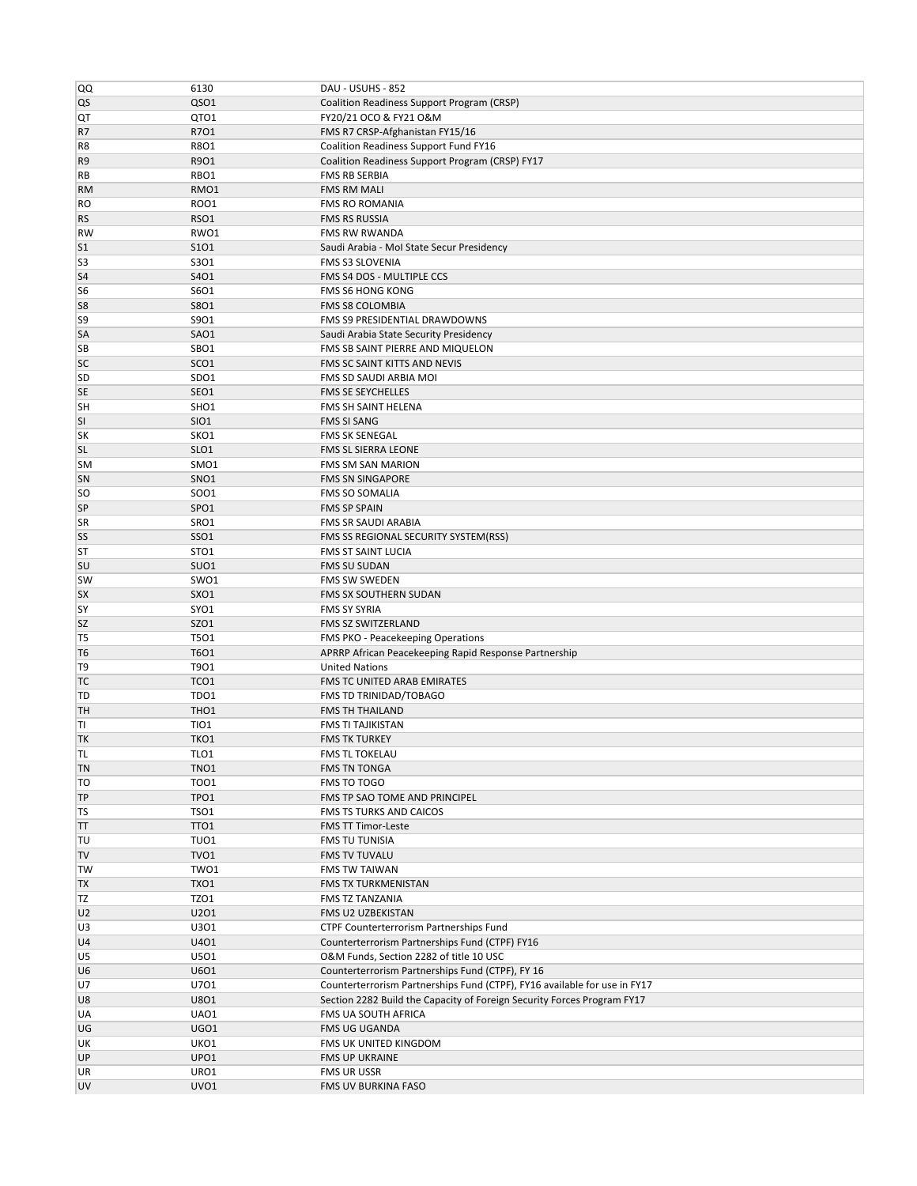| | | |
|---|---|---|
| QQ | 6130 | DAU - USUHS - 852 |
| QS | QSO1 | Coalition Readiness Support Program (CRSP) |
| QT | QTO1 | FY20/21 OCO & FY21 O&M |
| R7 | R7O1 | FMS R7 CRSP-Afghanistan FY15/16 |
| R8 | R8O1 | Coalition Readiness Support Fund FY16 |
| R9 | R9O1 | Coalition Readiness Support Program (CRSP) FY17 |
| RB | RBO1 | FMS RB SERBIA |
| RM | RMO1 | FMS RM MALI |
| RO | ROO1 | FMS RO ROMANIA |
| RS | RSO1 | FMS RS RUSSIA |
| RW | RWO1 | FMS RW RWANDA |
| S1 | S1O1 | Saudi Arabia - MoI State Secur Presidency |
| S3 | S3O1 | FMS S3 SLOVENIA |
| S4 | S4O1 | FMS S4 DOS - MULTIPLE CCS |
| S6 | S6O1 | FMS S6 HONG KONG |
| S8 | S8O1 | FMS S8 COLOMBIA |
| S9 | S9O1 | FMS S9 PRESIDENTIAL DRAWDOWNS |
| SA | SAO1 | Saudi Arabia State Security Presidency |
| SB | SBO1 | FMS SB SAINT PIERRE AND MIQUELON |
| SC | SCO1 | FMS SC SAINT KITTS AND NEVIS |
| SD | SDO1 | FMS SD SAUDI ARBIA MOI |
| SE | SEO1 | FMS SE SEYCHELLES |
| SH | SHO1 | FMS SH SAINT HELENA |
| SI | SIO1 | FMS SI SANG |
| SK | SKO1 | FMS SK SENEGAL |
| SL | SLO1 | FMS SL SIERRA LEONE |
| SM | SMO1 | FMS SM SAN MARION |
| SN | SNO1 | FMS SN SINGAPORE |
| SO | SOO1 | FMS SO SOMALIA |
| SP | SPO1 | FMS SP SPAIN |
| SR | SRO1 | FMS SR SAUDI ARABIA |
| SS | SSO1 | FMS SS REGIONAL SECURITY SYSTEM(RSS) |
| ST | STO1 | FMS ST SAINT LUCIA |
| SU | SUO1 | FMS SU SUDAN |
| SW | SWO1 | FMS SW SWEDEN |
| SX | SXO1 | FMS SX SOUTHERN SUDAN |
| SY | SYO1 | FMS SY SYRIA |
| SZ | SZO1 | FMS SZ SWITZERLAND |
| T5 | T5O1 | FMS PKO - Peacekeeping Operations |
| T6 | T6O1 | APRRP African Peacekeeping Rapid Response Partnership |
| T9 | T9O1 | United Nations |
| TC | TCO1 | FMS TC UNITED ARAB EMIRATES |
| TD | TDO1 | FMS TD TRINIDAD/TOBAGO |
| TH | THO1 | FMS TH THAILAND |
| TI | TIO1 | FMS TI TAJIKISTAN |
| TK | TKO1 | FMS TK TURKEY |
| TL | TLO1 | FMS TL TOKELAU |
| TN | TNO1 | FMS TN TONGA |
| TO | TOO1 | FMS TO TOGO |
| TP | TPO1 | FMS TP SAO TOME AND PRINCIPEL |
| TS | TSO1 | FMS TS TURKS AND CAICOS |
| TT | TTO1 | FMS TT Timor-Leste |
| TU | TUO1 | FMS TU TUNISIA |
| TV | TVO1 | FMS TV TUVALU |
| TW | TWO1 | FMS TW TAIWAN |
| TX | TXO1 | FMS TX TURKMENISTAN |
| TZ | TZO1 | FMS TZ TANZANIA |
| U2 | U2O1 | FMS U2 UZBEKISTAN |
| U3 | U3O1 | CTPF Counterterrorism Partnerships Fund |
| U4 | U4O1 | Counterterrorism Partnerships Fund (CTPF) FY16 |
| U5 | U5O1 | O&M Funds, Section 2282 of title 10 USC |
| U6 | U6O1 | Counterterrorism Partnerships Fund (CTPF), FY 16 |
| U7 | U7O1 | Counterterrorism Partnerships Fund (CTPF), FY16 available for use in FY17 |
| U8 | U8O1 | Section 2282 Build the Capacity of Foreign Security Forces Program FY17 |
| UA | UAO1 | FMS UA SOUTH AFRICA |
| UG | UGO1 | FMS UG UGANDA |
| UK | UKO1 | FMS UK UNITED KINGDOM |
| UP | UPO1 | FMS UP UKRAINE |
| UR | URO1 | FMS UR USSR |
| UV | UVO1 | FMS UV BURKINA FASO |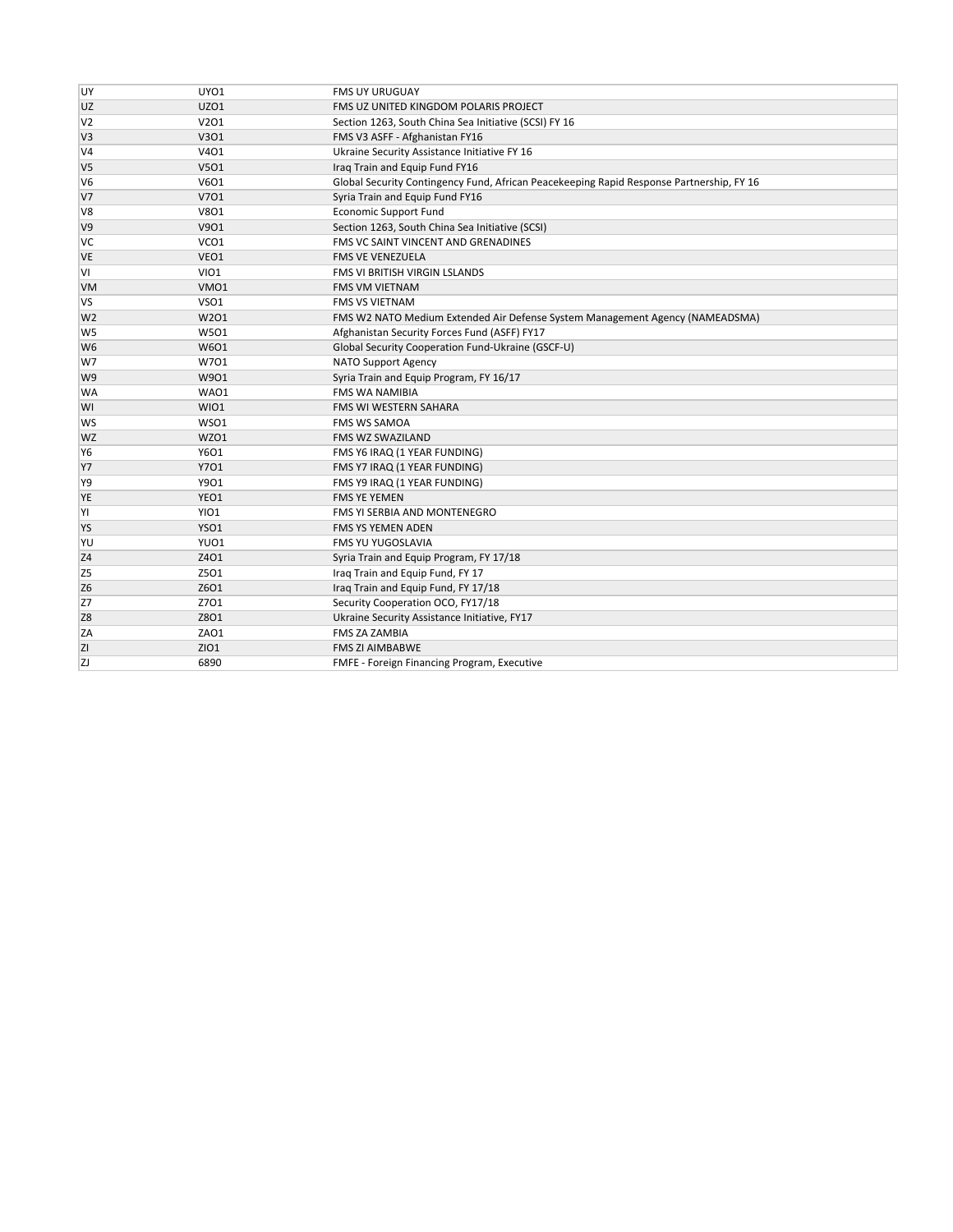| | | |
|---|---|---|
| UY | UYO1 | FMS UY URUGUAY |
| UZ | UZO1 | FMS UZ UNITED KINGDOM POLARIS PROJECT |
| V2 | V2O1 | Section 1263, South China Sea Initiative (SCSI) FY 16 |
| V3 | V3O1 | FMS V3 ASFF - Afghanistan FY16 |
| V4 | V4O1 | Ukraine Security Assistance Initiative FY 16 |
| V5 | V5O1 | Iraq Train and Equip Fund FY16 |
| V6 | V6O1 | Global Security Contingency Fund, African Peacekeeping Rapid Response Partnership, FY 16 |
| V7 | V7O1 | Syria Train and Equip Fund FY16 |
| V8 | V8O1 | Economic Support Fund |
| V9 | V9O1 | Section 1263, South China Sea Initiative (SCSI) |
| VC | VCO1 | FMS VC SAINT VINCENT AND GRENADINES |
| VE | VEO1 | FMS VE VENEZUELA |
| VI | VIO1 | FMS VI BRITISH VIRGIN LSLANDS |
| VM | VMO1 | FMS VM VIETNAM |
| VS | VSO1 | FMS VS VIETNAM |
| W2 | W2O1 | FMS W2 NATO Medium Extended Air Defense System Management Agency (NAMEADSMA) |
| W5 | W5O1 | Afghanistan Security Forces Fund (ASFF) FY17 |
| W6 | W6O1 | Global Security Cooperation Fund-Ukraine (GSCF-U) |
| W7 | W7O1 | NATO Support Agency |
| W9 | W9O1 | Syria Train and Equip Program, FY 16/17 |
| WA | WAO1 | FMS WA NAMIBIA |
| WI | WIO1 | FMS WI WESTERN SAHARA |
| WS | WSO1 | FMS WS SAMOA |
| WZ | WZO1 | FMS WZ SWAZILAND |
| Y6 | Y6O1 | FMS Y6 IRAQ (1 YEAR FUNDING) |
| Y7 | Y7O1 | FMS Y7 IRAQ (1 YEAR FUNDING) |
| Y9 | Y9O1 | FMS Y9 IRAQ (1 YEAR FUNDING) |
| YE | YEO1 | FMS YE YEMEN |
| YI | YIO1 | FMS YI SERBIA AND MONTENEGRO |
| YS | YSO1 | FMS YS YEMEN ADEN |
| YU | YUO1 | FMS YU YUGOSLAVIA |
| Z4 | Z4O1 | Syria Train and Equip Program, FY 17/18 |
| Z5 | Z5O1 | Iraq Train and Equip Fund, FY 17 |
| Z6 | Z6O1 | Iraq Train and Equip Fund, FY 17/18 |
| Z7 | Z7O1 | Security Cooperation OCO, FY17/18 |
| Z8 | Z8O1 | Ukraine Security Assistance Initiative, FY17 |
| ZA | ZAO1 | FMS ZA ZAMBIA |
| ZI | ZIO1 | FMS ZI AIMBABWE |
| ZJ | 6890 | FMFE - Foreign Financing Program, Executive |